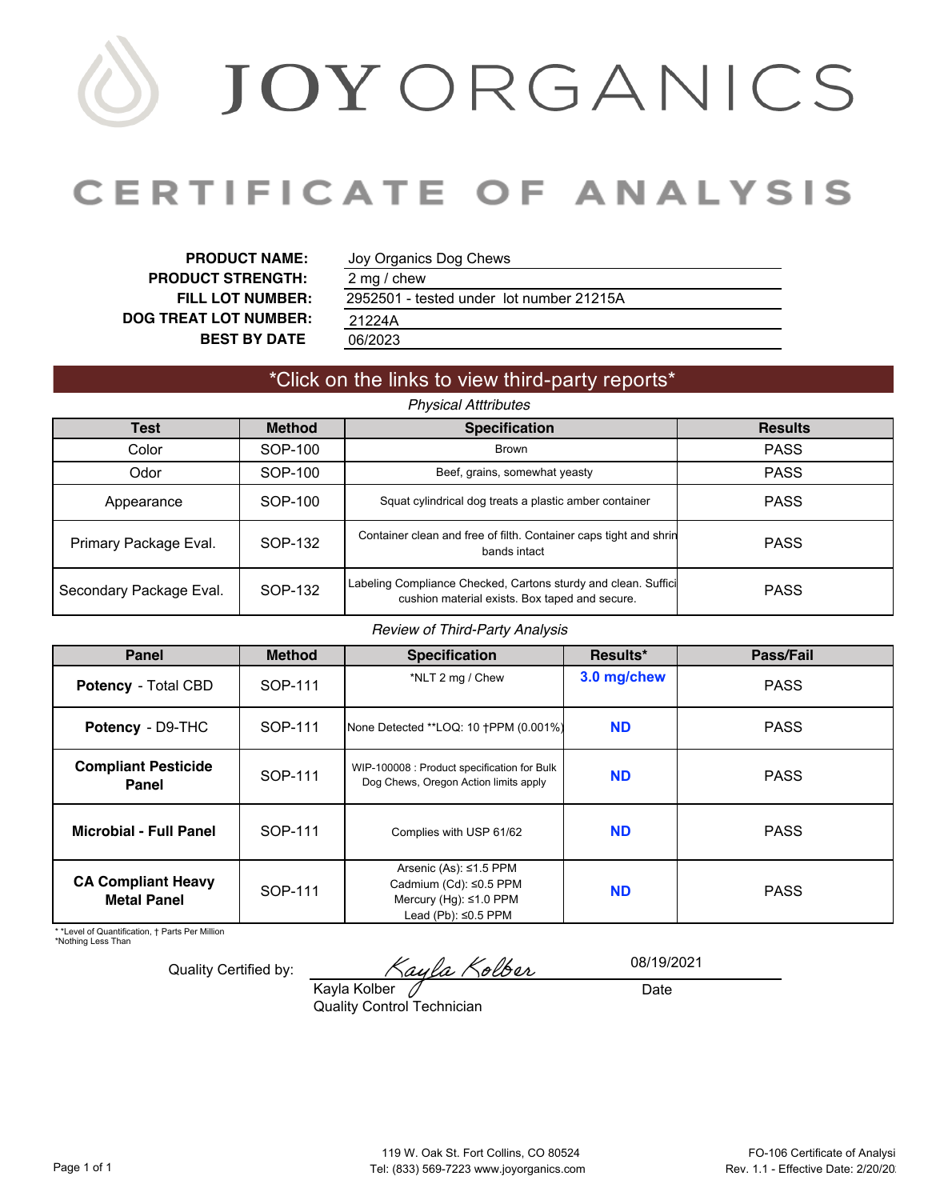# JOY ORGANICS

## CERTIFICATE OF ANALYSIS

**PRODUCT NAME:** Joy Organics Dog Chews
**PRODUCT STRENGTH:** 2 mg / chew
**FILL LOT NUMBER:** 2952501 - tested under lot number 21215A
**DOG TREAT LOT NUMBER:** 21224A
**BEST BY DATE** 06/2023

*Click on the links to view third-party reports*

*Physical Atttributes*

| Test | Method | Specification | Results |
|---|---|---|---|
| Color | SOP-100 | Brown | PASS |
| Odor | SOP-100 | Beef, grains, somewhat yeasty | PASS |
| Appearance | SOP-100 | Squat cylindrical dog treats a plastic amber container | PASS |
| Primary Package Eval. | SOP-132 | Container clean and free of filth. Container caps tight and shrin bands intact | PASS |
| Secondary Package Eval. | SOP-132 | Labeling Compliance Checked, Cartons sturdy and clean. Suffici cushion material exists. Box taped and secure. | PASS |

*Review of Third-Party Analysis*

| Panel | Method | Specification | Results* | Pass/Fail |
|---|---|---|---|---|
| **Potency** - Total CBD | SOP-111 | *NLT 2 mg / Chew | **3.0 mg/chew** | PASS |
| **Potency** - D9-THC | SOP-111 | None Detected **LOQ: 10 †PPM (0.001%) | **ND** | PASS |
| **Compliant Pesticide Panel** | SOP-111 | WIP-100008 : Product specification for Bulk Dog Chews, Oregon Action limits apply | **ND** | PASS |
| **Microbial - Full Panel** | SOP-111 | Complies with USP 61/62 | **ND** | PASS |
| **CA Compliant Heavy Metal Panel** | SOP-111 | Arsenic (As): ≤1.5 PPM<br>Cadmium (Cd): ≤0.5 PPM<br>Mercury (Hg): ≤1.0 PPM<br>Lead (Pb): ≤0.5 PPM | **ND** | PASS |

* *Level of Quantification, † Parts Per Million
*Nothing Less Than

Quality Certified by: Kayla Kolber — 08/19/2021

Kayla Kolber
Quality Control Technician

Date

119 W. Oak St. Fort Collins, CO 80524
Tel: (833) 569-7223 www.joyorganics.com

FO-106 Certificate of Analysi
Rev. 1.1 - Effective Date: 2/20/20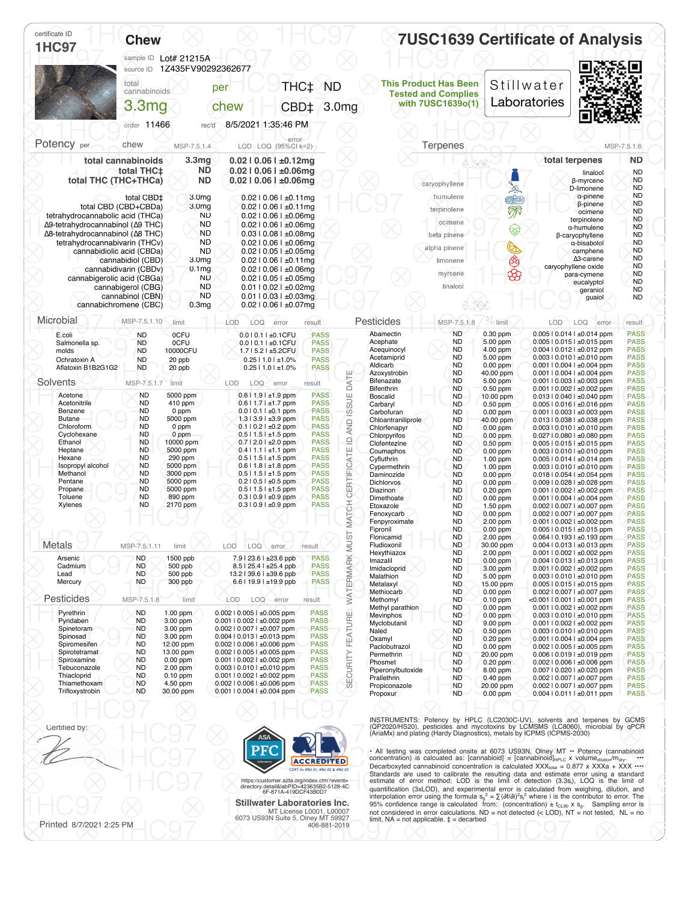certificate ID
**1HC97**

# Chew

sample ID Lot# 21215A
source ID 1Z435FV90292362677

| total cannabinoids | per | THC‡ | ND |
|---|---|---|---|
| 3.3mg | chew | CBD‡ | 3.0mg |

order 11466 rec'd 8/5/2021 1:35:46 PM

# 7USC1639 Certificate of Analysis

**This Product Has Been Tested and Complies with 7USC1639o(1)**

Stillwater Laboratories

## Potency per chew MSP-7.5.1.4

| | | LOD \| LOQ \| error (95%CI k=2) |
|---|---|---|
| **total cannabinoids** | **3.3mg** | **0.02 \| 0.06 \| ±0.12mg** |
| **total THC‡** | **ND** | **0.02 \| 0.06 \| ±0.06mg** |
| **total THC (THC+THCa)** | **ND** | **0.02 \| 0.06 \| ±0.06mg** |
| total CBD‡ | 3.0mg | 0.02 \| 0.06 \| ±0.11mg |
| total CBD (CBD+CBDa) | 3.0mg | 0.02 \| 0.06 \| ±0.11mg |
| tetrahydrocannabinolic acid (THCa) | ND | 0.02 \| 0.06 \| ±0.06mg |
| Δ9-tetrahydrocannabinol (Δ9 THC) | ND | 0.02 \| 0.06 \| ±0.06mg |
| Δ8-tetrahydrocannabinol (Δ8 THC) | ND | 0.03 \| 0.08 \| ±0.08mg |
| tetrahydrocannabivarin (THCv) | ND | 0.02 \| 0.06 \| ±0.06mg |
| cannabidiolic acid (CBDa) | ND | 0.02 \| 0.05 \| ±0.05mg |
| cannabidiol (CBD) | 3.0mg | 0.02 \| 0.06 \| ±0.11mg |
| cannabidivarin (CBDv) | 0.1mg | 0.02 \| 0.06 \| ±0.06mg |
| cannabigerolic acid (CBGa) | ND | 0.02 \| 0.05 \| ±0.05mg |
| cannabigerol (CBG) | ND | 0.01 \| 0.02 \| ±0.02mg |
| cannabinol (CBN) | ND | 0.01 \| 0.03 \| ±0.03mg |
| cannabichromene (CBC) | 0.3mg | 0.02 \| 0.06 \| ±0.07mg |

## Terpenes MSP-7.5.1.6

| | |
|---|---|
| **total terpenes** | **ND** |
| linalool | ND |
| β-myrcene | ND |
| D-limonene | ND |
| α-pinene | ND |
| β-pinene | ND |
| ocimene | ND |
| terpinolene | ND |
| α-humulene | ND |
| β-caryophyllene | ND |
| α-bisabolol | ND |
| camphene | ND |
| Δ3-carene | ND |
| caryophyllene oxide | ND |
| para-cymene | ND |
| eucalyptol | ND |
| geraniol | ND |
| guaiol | ND |

## Microbial MSP-7.5.1.10

| | | limit | LOD \| LOQ \| error | result |
|---|---|---|---|---|
| E.coli | ND | 0CFU | 0.0 \| 0.1 \| ±0.1CFU | PASS |
| Salmonella sp. | ND | 0CFU | 0.0 \| 0.1 \| ±0.1CFU | PASS |
| molds | ND | 10000CFU | 1.7 \| 5.2 \| ±5.2CFU | PASS |
| Ochratoxin A | ND | 20 ppb | 0.25 \| 1.0 \| ±1.0% | PASS |
| Aflatoxin B1B2G1G2 | ND | 20 ppb | 0.25 \| 1.0 \| ±1.0% | PASS |

## Solvents MSP-7.5.1.7

| | | limit | LOD \| LOQ \| error | result |
|---|---|---|---|---|
| Acetone | ND | 5000 ppm | 0.6 \| 1.9 \| ±1.9 ppm | PASS |
| Acetonitrile | ND | 410 ppm | 0.6 \| 1.7 \| ±1.7 ppm | PASS |
| Benzene | ND | 0 ppm | 0.0 \| 0.1 \| ±0.1 ppm | PASS |
| Butane | ND | 5000 ppm | 1.3 \| 3.9 \| ±3.9 ppm | PASS |
| Chloroform | ND | 0 ppm | 0.1 \| 0.2 \| ±0.2 ppm | PASS |
| Cyclohexane | ND | 0 ppm | 0.5 \| 1.5 \| ±1.5 ppm | PASS |
| Ethanol | ND | 10000 ppm | 0.7 \| 2.0 \| ±2.0 ppm | PASS |
| Heptane | ND | 5000 ppm | 0.4 \| 1.1 \| ±1.1 ppm | PASS |
| Hexane | ND | 290 ppm | 0.5 \| 1.5 \| ±1.5 ppm | PASS |
| Isopropyl alcohol | ND | 5000 ppm | 0.6 \| 1.8 \| ±1.8 ppm | PASS |
| Methanol | ND | 3000 ppm | 0.5 \| 1.5 \| ±1.5 ppm | PASS |
| Pentane | ND | 5000 ppm | 0.2 \| 0.5 \| ±0.5 ppm | PASS |
| Propane | ND | 5000 ppm | 0.5 \| 1.5 \| ±1.5 ppm | PASS |
| Toluene | ND | 890 ppm | 0.3 \| 0.9 \| ±0.9 ppm | PASS |
| Xylenes | ND | 2170 ppm | 0.3 \| 0.9 \| ±0.9 ppm | PASS |

## Metals MSP-7.5.1.11

| | | limit | LOD \| LOQ \| error | result |
|---|---|---|---|---|
| Arsenic | ND | 1500 ppb | 7.9 \| 23.6 \| ±23.6 ppb | PASS |
| Cadmium | ND | 500 ppb | 8.5 \| 25.4 \| ±25.4 ppb | PASS |
| Lead | ND | 500 ppb | 13.2 \| 39.6 \| ±39.6 ppb | PASS |
| Mercury | ND | 300 ppb | 6.6 \| 19.9 \| ±19.9 ppb | PASS |

## Pesticides MSP-7.5.1.8

| | | limit | LOD \| LOQ \| error | result |
|---|---|---|---|---|
| Pyrethrin | ND | 1.00 ppm | 0.002 \| 0.005 \| ±0.005 ppm | PASS |
| Pyridaben | ND | 3.00 ppm | 0.001 \| 0.002 \| ±0.002 ppm | PASS |
| Spinetoram | ND | 3.00 ppm | 0.002 \| 0.007 \| ±0.007 ppm | PASS |
| Spinosad | ND | 3.00 ppm | 0.004 \| 0.013 \| ±0.013 ppm | PASS |
| Spiromesifen | ND | 12.00 ppm | 0.002 \| 0.006 \| ±0.006 ppm | PASS |
| Spirotetramat | ND | 13.00 ppm | 0.002 \| 0.005 \| ±0.005 ppm | PASS |
| Spiroxamine | ND | 0.00 ppm | 0.001 \| 0.002 \| ±0.002 ppm | PASS |
| Tebuconazole | ND | 2.00 ppm | 0.003 \| 0.010 \| ±0.010 ppm | PASS |
| Thiacloprid | ND | 0.10 ppm | 0.001 \| 0.002 \| ±0.002 ppm | PASS |
| Thiamethoxam | ND | 4.50 ppm | 0.002 \| 0.006 \| ±0.006 ppm | PASS |
| Trifloxystrobin | ND | 30.00 ppm | 0.001 \| 0.004 \| ±0.004 ppm | PASS |

## Pesticides MSP-7.5.1.8

| | | limit | LOD \| LOQ \| error | result |
|---|---|---|---|---|
| Abamectin | ND | 0.30 ppm | 0.005 \| 0.014 \| ±0.014 ppm | PASS |
| Acephate | ND | 5.00 ppm | 0.005 \| 0.015 \| ±0.015 ppm | PASS |
| Acequinocyl | ND | 4.00 ppm | 0.004 \| 0.012 \| ±0.012 ppm | PASS |
| Acetamiprid | ND | 5.00 ppm | 0.003 \| 0.010 \| ±0.010 ppm | PASS |
| Aldicarb | ND | 0.00 ppm | 0.001 \| 0.004 \| ±0.004 ppm | PASS |
| Azoxystrobin | ND | 40.00 ppm | 0.001 \| 0.004 \| ±0.004 ppm | PASS |
| Bifenazate | ND | 5.00 ppm | 0.001 \| 0.003 \| ±0.003 ppm | PASS |
| Bifenthrin | ND | 0.50 ppm | 0.001 \| 0.002 \| ±0.002 ppm | PASS |
| Boscalid | ND | 10.00 ppm | 0.013 \| 0.040 \| ±0.040 ppm | PASS |
| Carbaryl | ND | 0.50 ppm | 0.005 \| 0.016 \| ±0.016 ppm | PASS |
| Carbofuran | ND | 0.00 ppm | 0.001 \| 0.003 \| ±0.003 ppm | PASS |
| Chloantraniliprole | ND | 40.00 ppm | 0.013 \| 0.038 \| ±0.038 ppm | PASS |
| Chlorfenapyr | ND | 0.00 ppm | 0.003 \| 0.010 \| ±0.010 ppm | PASS |
| Chlorpyrifos | ND | 0.00 ppm | 0.027 \| 0.080 \| ±0.080 ppm | PASS |
| Clofentezine | ND | 0.50 ppm | 0.005 \| 0.015 \| ±0.015 ppm | PASS |
| Coumaphos | ND | 0.00 ppm | 0.003 \| 0.010 \| ±0.010 ppm | PASS |
| Cyfluthrin | ND | 1.00 ppm | 0.005 \| 0.014 \| ±0.014 ppm | PASS |
| Cypermethrin | ND | 1.00 ppm | 0.003 \| 0.010 \| ±0.010 ppm | PASS |
| Daminozide | ND | 0.00 ppm | 0.018 \| 0.054 \| ±0.054 ppm | PASS |
| Dichlorvos | ND | 0.00 ppm | 0.009 \| 0.028 \| ±0.028 ppm | PASS |
| Diazinon | ND | 0.20 ppm | 0.001 \| 0.002 \| ±0.002 ppm | PASS |
| Dimethoate | ND | 0.00 ppm | 0.001 \| 0.004 \| ±0.004 ppm | PASS |
| Etoxazole | ND | 1.50 ppm | 0.002 \| 0.007 \| ±0.007 ppm | PASS |
| Fenoxycarb | ND | 0.00 ppm | 0.002 \| 0.007 \| ±0.007 ppm | PASS |
| Fenpyroximate | ND | 2.00 ppm | 0.001 \| 0.002 \| ±0.002 ppm | PASS |
| Fipronil | ND | 0.00 ppm | 0.005 \| 0.015 \| ±0.015 ppm | PASS |
| Flonicamid | ND | 2.00 ppm | 0.064 \| 0.193 \| ±0.193 ppm | PASS |
| Fludioxonil | ND | 30.00 ppm | 0.004 \| 0.013 \| ±0.013 ppm | PASS |
| Hexythiazox | ND | 2.00 ppm | 0.001 \| 0.002 \| ±0.002 ppm | PASS |
| Imazalil | ND | 0.00 ppm | 0.004 \| 0.013 \| ±0.013 ppm | PASS |
| Imidacloprid | ND | 3.00 ppm | 0.001 \| 0.002 \| ±0.002 ppm | PASS |
| Malathion | ND | 5.00 ppm | 0.003 \| 0.010 \| ±0.010 ppm | PASS |
| Metalaxyl | ND | 15.00 ppm | 0.005 \| 0.015 \| ±0.015 ppm | PASS |
| Methiocarb | ND | 0.00 ppm | 0.002 \| 0.007 \| ±0.007 ppm | PASS |
| Methomyl | ND | 0.10 ppm | <0.001 \| 0.001 \| ±0.001 ppm | PASS |
| Methyl parathion | ND | 0.00 ppm | 0.001 \| 0.002 \| ±0.002 ppm | PASS |
| Mevinphos | ND | 0.00 ppm | 0.003 \| 0.010 \| ±0.010 ppm | PASS |
| Myclobutanil | ND | 9.00 ppm | 0.001 \| 0.002 \| ±0.002 ppm | PASS |
| Naled | ND | 0.50 ppm | 0.003 \| 0.010 \| ±0.010 ppm | PASS |
| Oxamyl | ND | 0.20 ppm | 0.001 \| 0.004 \| ±0.004 ppm | PASS |
| Paclobutrazol | ND | 0.00 ppm | 0.002 \| 0.005 \| ±0.005 ppm | PASS |
| Permethrin | ND | 20.00 ppm | 0.006 \| 0.019 \| ±0.019 ppm | PASS |
| Phosmet | ND | 0.20 ppm | 0.002 \| 0.006 \| ±0.006 ppm | PASS |
| Piperonylbutoxide | ND | 8.00 ppm | 0.007 \| 0.020 \| ±0.020 ppm | PASS |
| Prallethrin | ND | 0.40 ppm | 0.002 \| 0.007 \| ±0.007 ppm | PASS |
| Propiconazole | ND | 20.00 ppm | 0.002 \| 0.007 \| ±0.007 ppm | PASS |
| Propoxur | ND | 0.00 ppm | 0.004 \| 0.011 \| ±0.011 ppm | PASS |

SECURITY FEATURE: WATERMARK MUST MATCH CERTIFICATE ID AND ISSUE DATE

INSTRUMENTS: Potency by HPLC (LC2030C-UV), solvents and terpenes by GCMS (QP2020/HS20), pesticides and mycotoxins by LCMSMS (LC8060), microbial by qPCR (AriaMx) and plating (Hardy Diagnostics), metals by ICPMS (ICPMS-2030)

• All testing was completed onsite at 6073 US93N, Olney MT •• Potency (cannabinoid concentration) is calculated as: [cannabinoid] = $[cannabinoid]_{HPLC}$ x $volume_{dilution}/m_{dry}$. ••• Decarboxyted cannabinoid concentration is calculated $XXX_{total}$ = 0.877 x XXXa + XXX •••• Standards are used to calibrate the resulting data and estimate error using a standard estimate of error method; LOD is the limit of detection (3.3$s_l$), LOQ is the limit of quantification (3xLOD), and experimental error is calculated from weighing, dilution, and interpolation error using the formula $s_f^2 = \sum(\partial f/\partial i)^2 s_i^2$ where i is the contributor to error. The 95% confidence range is calculated from: (concentration) ± $t_{CL90}$ x $s_g$. Sampling error is not considered in error calculations. ND = not detected (< LOD), NT = not tested, NL = no limit, NA = not applicable. ‡ = decarbed

Certified by:

ASA PFC Laboratory — A2LA ACCREDITED CERT #s 4961.01, 4961.02 & 4961.03

https://customer.a2la.org/index.cfm?event=directory.detail&labPID=423635B2-5128-4C6F-871A-419DCF43B0D7

**Stillwater Laboratories Inc.**
MT License L0001, L00007
6073 US93N Suite 5, Olney MT 59927
406-881-2019

Printed 8/7/2021 2:25 PM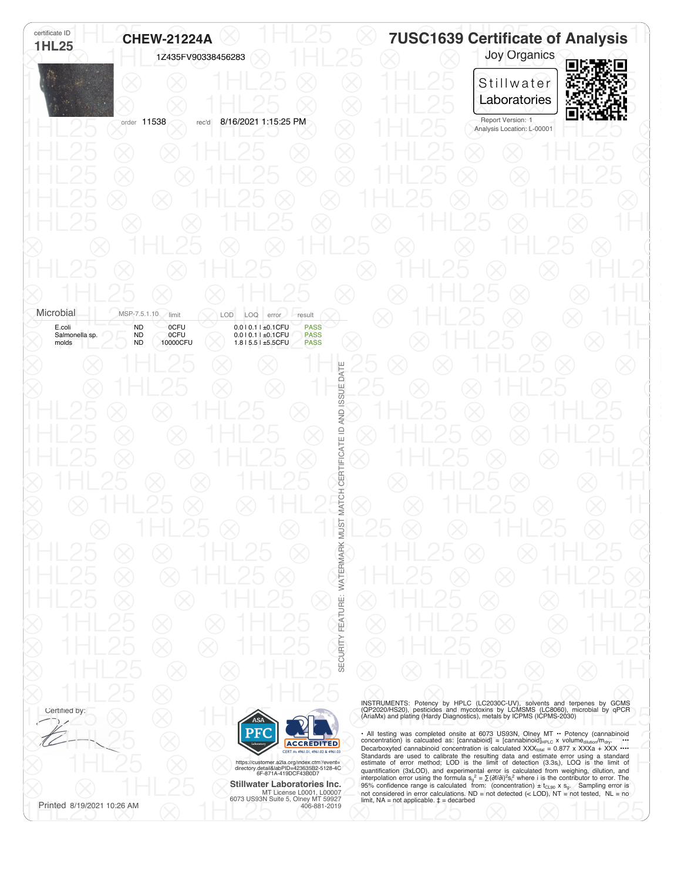certificate ID
**1HL25**

## CHEW-21224A

1Z435FV90338456283

order 11538 rec'd 8/16/2021 1:15:25 PM

# 7USC1639 Certificate of Analysis

Joy Organics

Stillwater Laboratories

Report Version: 1
Analysis Location: L-00001

| Microbial | MSP-7.5.1.10 | limit | LOD \| LOQ \| error | result |
|---|---|---|---|---|
| E.coli | ND | 0CFU | 0.0 \| 0.1 \| ±0.1CFU | PASS |
| Salmonella sp. | ND | 0CFU | 0.0 \| 0.1 \| ±0.1CFU | PASS |
| molds | ND | 10000CFU | 1.8 \| 5.5 \| ±5.5CFU | PASS |

SECURITY FEATURE: WATERMARK MUST MATCH CERTIFICATE ID AND ISSUE DATE

Certified by:

https://customer.a2la.org/index.cfm?event=directory.detail&labPID=423635B2-5128-4C6F-871A-419DCF43B0D7

CERT #s 4961.01, 4961.02 & 4961.03

**Stillwater Laboratories Inc.**
MT License L0001, L00007
6073 US93N Suite 5, Olney MT 59927
406-881-2019

INSTRUMENTS: Potency by HPLC (LC2030C-UV), solvents and terpenes by GCMS (QP2020/HS20), pesticides and mycotoxins by LCMSMS (LC8060), microbial by qPCR (AriaMx) and plating (Hardy Diagnostics), metals by ICPMS (ICPMS-2030)

• All testing was completed onsite at 6073 US93N, Olney MT •• Potency (cannabinoid concentration) is calculated as: [cannabinoid] = $[cannabinoid]_{HPLC}$ x $volume_{dilution}/m_{dry}$. ••• Decarboxyted cannabinoid concentration is calculated $XXX_{total}$ = 0.877 x XXXa + XXX •••• Standards are used to calibrate the resulting data and estimate error using a standard estimate of error method; LOD is the limit of detection ($3.3s_t$), LOQ is the limit of quantification (3xLOD), and experimental error is calculated from weighing, dilution, and interpolation error using the formula $s_g^2 = \sum(\partial f/\partial i)^2 s_i^2$ where i is the contributor to error. The 95% confidence range is calculated from: (concentration) ± $t_{CL90}$ x $s_g$. Sampling error is not considered in error calculations. ND = not detected (< LOD), NT = not tested, NL = no limit, NA = not applicable. ‡ = decarbed

Printed 8/19/2021 10:26 AM